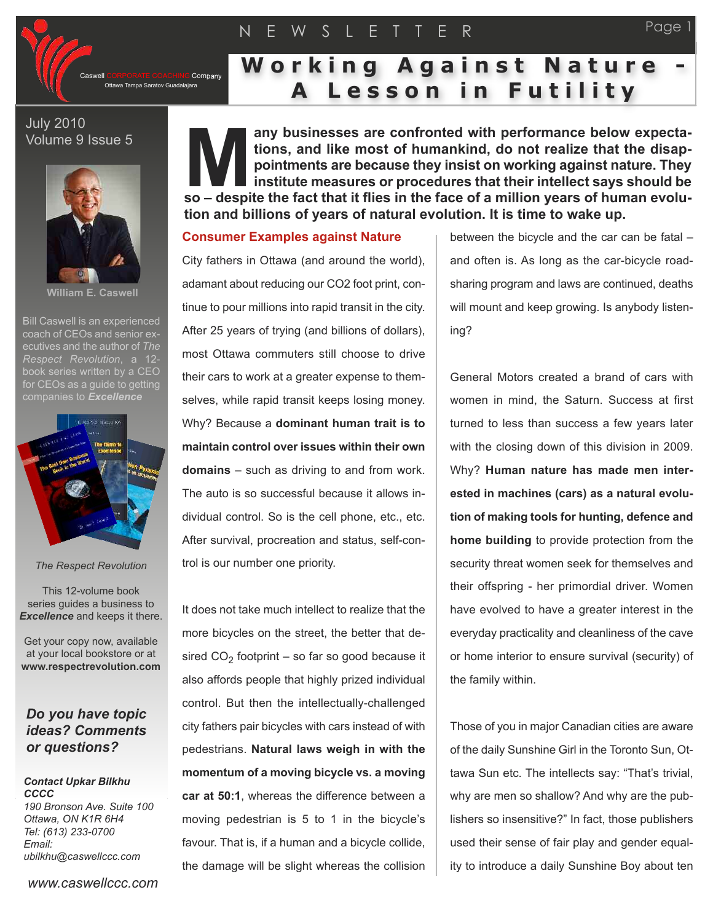Caswell CORPORATE COACHING Company
Ottawa Tampa Saratov Guadalajara

NEWSLETTER

# Working Against Nature - A Lesson in Futility

July 2010
Volume 9 Issue 5

William E. Caswell

Bill Caswell is an experienced coach of CEOs and senior executives and the author of *The Respect Revolution*, a 12-book series written by a CEO for CEOs as a guide to getting companies to ***Excellence***

*The Respect Revolution*

This 12-volume book series guides a business to ***Excellence*** and keeps it there.

Get your copy now, available at your local bookstore or at **www.respectrevolution.com**

***Do you have topic ideas? Comments or questions?***

***Contact Upkar Bilkhu CCCC***
*190 Bronson Ave. Suite 100*
*Ottawa, ON K1R 6H4*
*Tel: (613) 233-0700*
*Email:*
*ubilkhu@caswellccc.com*

*www.caswellccc.com*

**Many businesses are confronted with performance below expectations, and like most of humankind, do not realize that the disappointments are because they insist on working against nature. They institute measures or procedures that their intellect says should be so – despite the fact that it flies in the face of a million years of human evolution and billions of years of natural evolution. It is time to wake up.**

## Consumer Examples against Nature

City fathers in Ottawa (and around the world), adamant about reducing our CO2 foot print, continue to pour millions into rapid transit in the city. After 25 years of trying (and billions of dollars), most Ottawa commuters still choose to drive their cars to work at a greater expense to themselves, while rapid transit keeps losing money. Why? Because a **dominant human trait is to maintain control over issues within their own domains** – such as driving to and from work. The auto is so successful because it allows individual control. So is the cell phone, etc., etc. After survival, procreation and status, self-control is our number one priority.

It does not take much intellect to realize that the more bicycles on the street, the better that desired $CO_2$ footprint – so far so good because it also affords people that highly prized individual control. But then the intellectually-challenged city fathers pair bicycles with cars instead of with pedestrians. **Natural laws weigh in with the momentum of a moving bicycle vs. a moving car at 50:1**, whereas the difference between a moving pedestrian is 5 to 1 in the bicycle's favour. That is, if a human and a bicycle collide, the damage will be slight whereas the collision between the bicycle and the car can be fatal – and often is. As long as the car-bicycle road-sharing program and laws are continued, deaths will mount and keep growing. Is anybody listening?

General Motors created a brand of cars with women in mind, the Saturn. Success at first turned to less than success a few years later with the closing down of this division in 2009. Why? **Human nature has made men interested in machines (cars) as a natural evolution of making tools for hunting, defence and home building** to provide protection from the security threat women seek for themselves and their offspring - her primordial driver. Women have evolved to have a greater interest in the everyday practicality and cleanliness of the cave or home interior to ensure survival (security) of the family within.

Those of you in major Canadian cities are aware of the daily Sunshine Girl in the Toronto Sun, Ottawa Sun etc. The intellects say: "That's trivial, why are men so shallow? And why are the publishers so insensitive?" In fact, those publishers used their sense of fair play and gender equality to introduce a daily Sunshine Boy about ten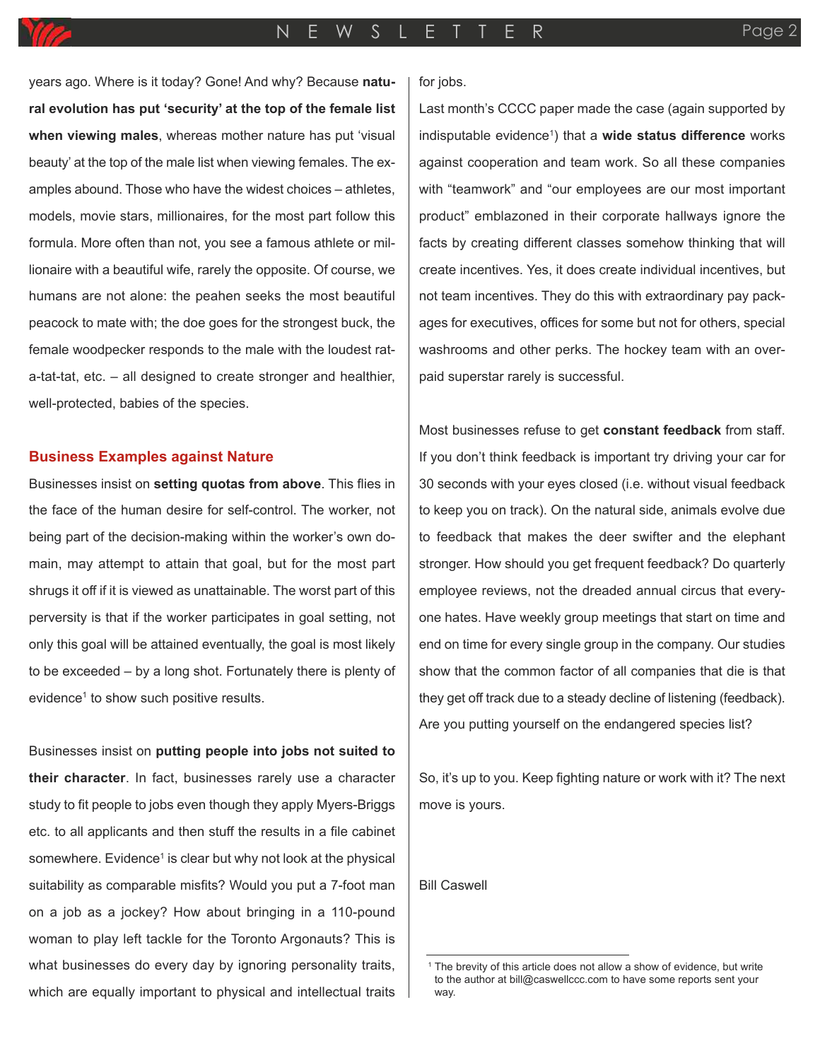years ago. Where is it today? Gone! And why? Because **natural evolution has put 'security' at the top of the female list when viewing males**, whereas mother nature has put 'visual beauty' at the top of the male list when viewing females. The examples abound. Those who have the widest choices – athletes, models, movie stars, millionaires, for the most part follow this formula. More often than not, you see a famous athlete or millionaire with a beautiful wife, rarely the opposite. Of course, we humans are not alone: the peahen seeks the most beautiful peacock to mate with; the doe goes for the strongest buck, the female woodpecker responds to the male with the loudest rat-a-tat-tat, etc. – all designed to create stronger and healthier, well-protected, babies of the species.

## Business Examples against Nature

Businesses insist on **setting quotas from above**. This flies in the face of the human desire for self-control. The worker, not being part of the decision-making within the worker's own domain, may attempt to attain that goal, but for the most part shrugs it off if it is viewed as unattainable. The worst part of this perversity is that if the worker participates in goal setting, not only this goal will be attained eventually, the goal is most likely to be exceeded – by a long shot. Fortunately there is plenty of evidence[1] to show such positive results.

Businesses insist on **putting people into jobs not suited to their character**. In fact, businesses rarely use a character study to fit people to jobs even though they apply Myers-Briggs etc. to all applicants and then stuff the results in a file cabinet somewhere. Evidence[1] is clear but why not look at the physical suitability as comparable misfits? Would you put a 7-foot man on a job as a jockey? How about bringing in a 110-pound woman to play left tackle for the Toronto Argonauts? This is what businesses do every day by ignoring personality traits, which are equally important to physical and intellectual traits for jobs.

Last month's CCCC paper made the case (again supported by indisputable evidence[1]) that a **wide status difference** works against cooperation and team work. So all these companies with "teamwork" and "our employees are our most important product" emblazoned in their corporate hallways ignore the facts by creating different classes somehow thinking that will create incentives. Yes, it does create individual incentives, but not team incentives. They do this with extraordinary pay packages for executives, offices for some but not for others, special washrooms and other perks. The hockey team with an overpaid superstar rarely is successful.

Most businesses refuse to get **constant feedback** from staff. If you don't think feedback is important try driving your car for 30 seconds with your eyes closed (i.e. without visual feedback to keep you on track). On the natural side, animals evolve due to feedback that makes the deer swifter and the elephant stronger. How should you get frequent feedback? Do quarterly employee reviews, not the dreaded annual circus that everyone hates. Have weekly group meetings that start on time and end on time for every single group in the company. Our studies show that the common factor of all companies that die is that they get off track due to a steady decline of listening (feedback). Are you putting yourself on the endangered species list?

So, it's up to you. Keep fighting nature or work with it? The next move is yours.

Bill Caswell

---

[1] The brevity of this article does not allow a show of evidence, but write to the author at bill@caswellccc.com to have some reports sent your way.